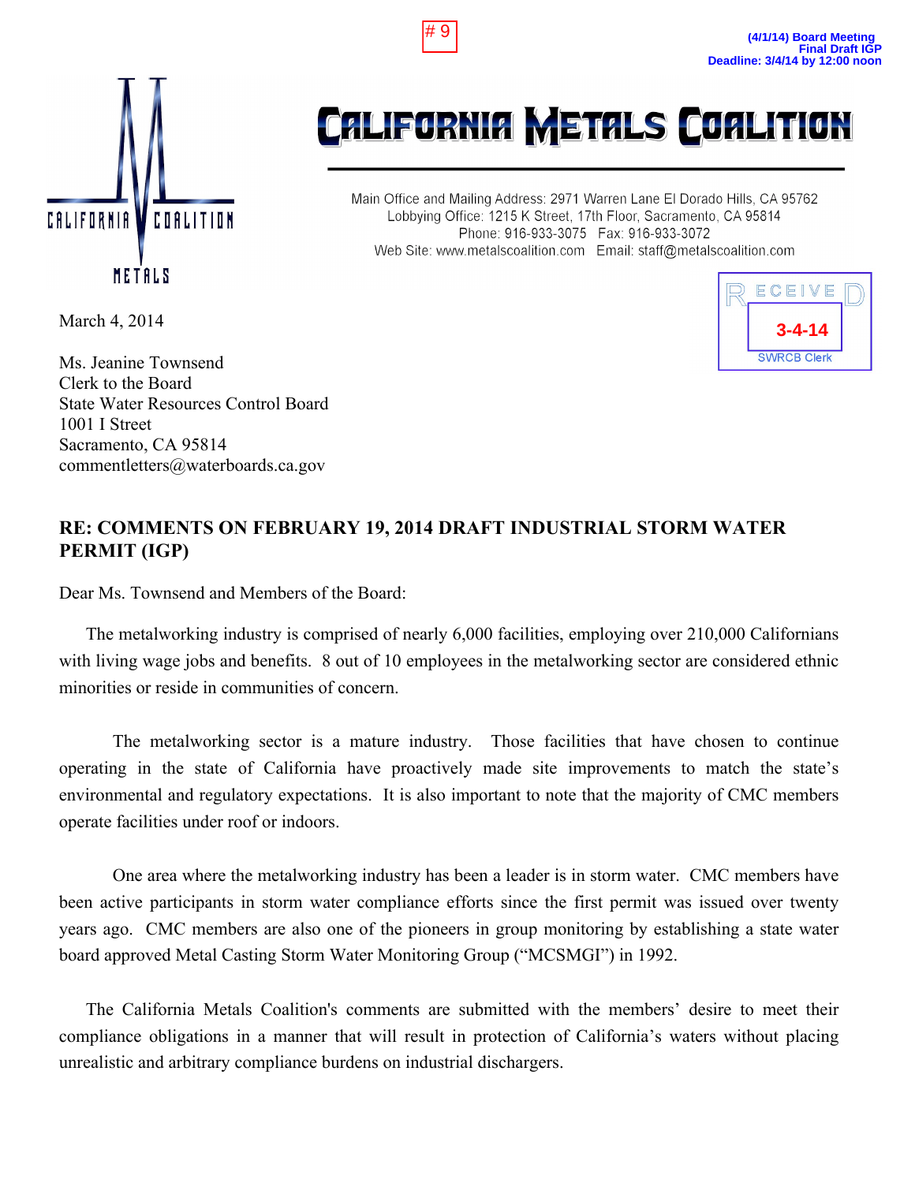# 9

(4/1/14) Board Meeting
Final Draft IGP
Deadline: 3/4/14 by 12:00 noon

# CALIFORNIA METALS COALITION

Main Office and Mailing Address: 2971 Warren Lane El Dorado Hills, CA 95762
Lobbying Office: 1215 K Street, 17th Floor, Sacramento, CA 95814
Phone: 916-933-3075 Fax: 916-933-3072
Web Site: www.metalscoalition.com Email: staff@metalscoalition.com

RECEIVED
3-4-14
SWRCB Clerk

March 4, 2014

Ms. Jeanine Townsend
Clerk to the Board
State Water Resources Control Board
1001 I Street
Sacramento, CA 95814
commentletters@waterboards.ca.gov

**RE: COMMENTS ON FEBRUARY 19, 2014 DRAFT INDUSTRIAL STORM WATER PERMIT (IGP)**

Dear Ms. Townsend and Members of the Board:

The metalworking industry is comprised of nearly 6,000 facilities, employing over 210,000 Californians with living wage jobs and benefits. 8 out of 10 employees in the metalworking sector are considered ethnic minorities or reside in communities of concern.

The metalworking sector is a mature industry. Those facilities that have chosen to continue operating in the state of California have proactively made site improvements to match the state's environmental and regulatory expectations. It is also important to note that the majority of CMC members operate facilities under roof or indoors.

One area where the metalworking industry has been a leader is in storm water. CMC members have been active participants in storm water compliance efforts since the first permit was issued over twenty years ago. CMC members are also one of the pioneers in group monitoring by establishing a state water board approved Metal Casting Storm Water Monitoring Group ("MCSMGI") in 1992.

The California Metals Coalition's comments are submitted with the members' desire to meet their compliance obligations in a manner that will result in protection of California's waters without placing unrealistic and arbitrary compliance burdens on industrial dischargers.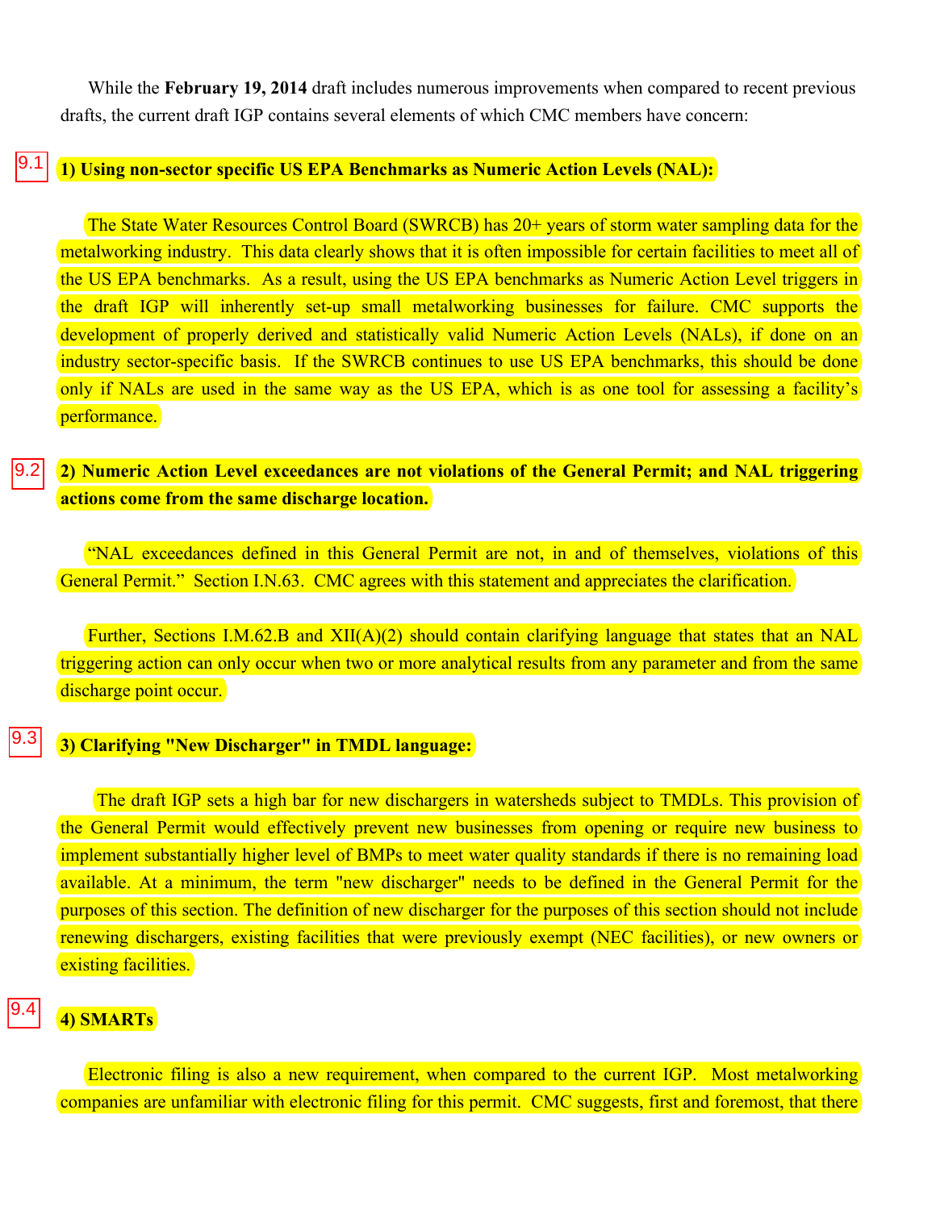While the **February 19, 2014** draft includes numerous improvements when compared to recent previous drafts, the current draft IGP contains several elements of which CMC members have concern:

9.1

**1) Using non-sector specific US EPA Benchmarks as Numeric Action Levels (NAL):**

The State Water Resources Control Board (SWRCB) has 20+ years of storm water sampling data for the metalworking industry. This data clearly shows that it is often impossible for certain facilities to meet all of the US EPA benchmarks. As a result, using the US EPA benchmarks as Numeric Action Level triggers in the draft IGP will inherently set-up small metalworking businesses for failure. CMC supports the development of properly derived and statistically valid Numeric Action Levels (NALs), if done on an industry sector-specific basis. If the SWRCB continues to use US EPA benchmarks, this should be done only if NALs are used in the same way as the US EPA, which is as one tool for assessing a facility's performance.

9.2

**2) Numeric Action Level exceedances are not violations of the General Permit; and NAL triggering actions come from the same discharge location.**

"NAL exceedances defined in this General Permit are not, in and of themselves, violations of this General Permit." Section I.N.63. CMC agrees with this statement and appreciates the clarification.

Further, Sections I.M.62.B and XII(A)(2) should contain clarifying language that states that an NAL triggering action can only occur when two or more analytical results from any parameter and from the same discharge point occur.

9.3

**3) Clarifying "New Discharger" in TMDL language:**

The draft IGP sets a high bar for new dischargers in watersheds subject to TMDLs. This provision of the General Permit would effectively prevent new businesses from opening or require new business to implement substantially higher level of BMPs to meet water quality standards if there is no remaining load available. At a minimum, the term "new discharger" needs to be defined in the General Permit for the purposes of this section. The definition of new discharger for the purposes of this section should not include renewing dischargers, existing facilities that were previously exempt (NEC facilities), or new owners or existing facilities.

9.4

**4) SMARTs**

Electronic filing is also a new requirement, when compared to the current IGP. Most metalworking companies are unfamiliar with electronic filing for this permit. CMC suggests, first and foremost, that there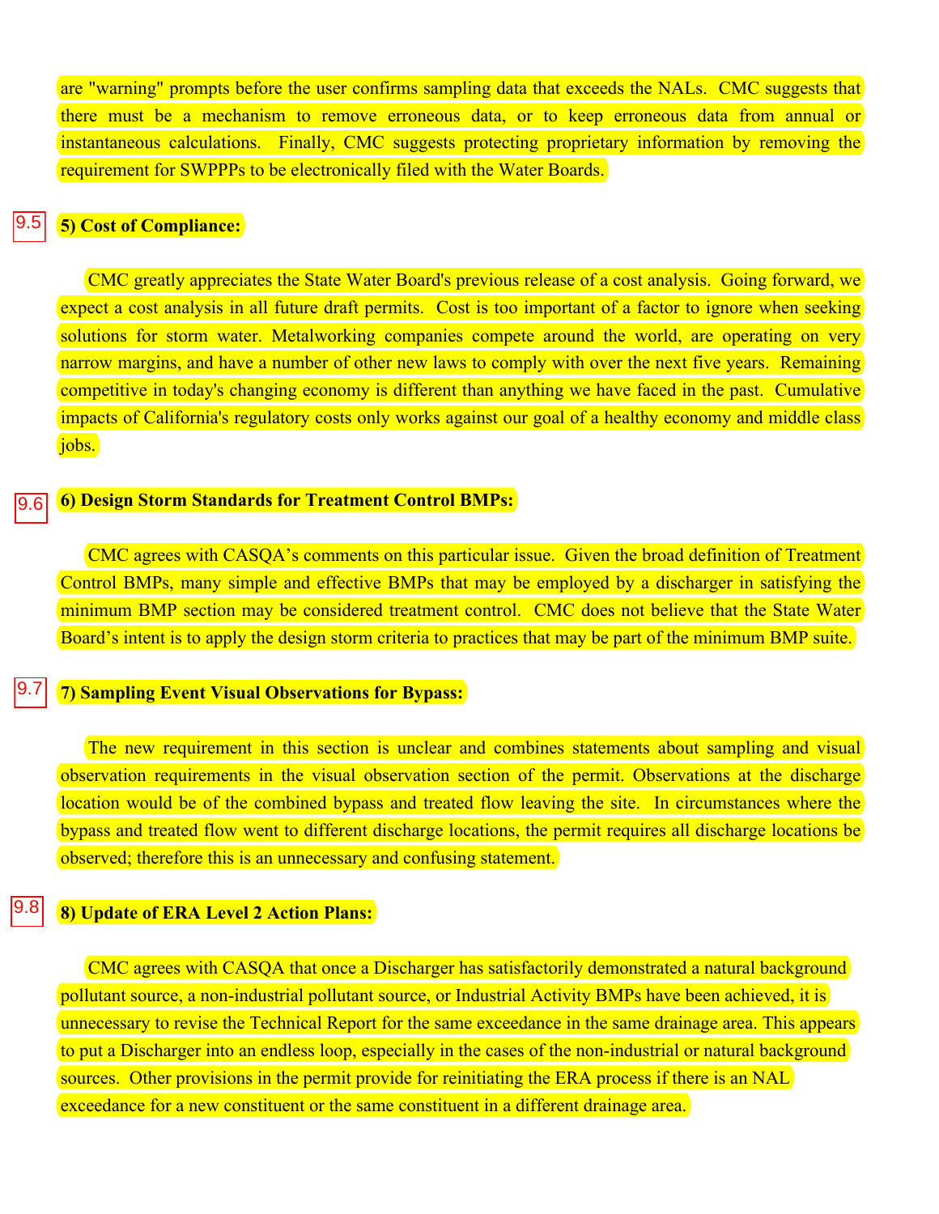are "warning" prompts before the user confirms sampling data that exceeds the NALs. CMC suggests that there must be a mechanism to remove erroneous data, or to keep erroneous data from annual or instantaneous calculations. Finally, CMC suggests protecting proprietary information by removing the requirement for SWPPPs to be electronically filed with the Water Boards.

9.5

**5) Cost of Compliance:**

CMC greatly appreciates the State Water Board's previous release of a cost analysis. Going forward, we expect a cost analysis in all future draft permits. Cost is too important of a factor to ignore when seeking solutions for storm water. Metalworking companies compete around the world, are operating on very narrow margins, and have a number of other new laws to comply with over the next five years. Remaining competitive in today's changing economy is different than anything we have faced in the past. Cumulative impacts of California's regulatory costs only works against our goal of a healthy economy and middle class jobs.

9.6

**6) Design Storm Standards for Treatment Control BMPs:**

CMC agrees with CASQA's comments on this particular issue. Given the broad definition of Treatment Control BMPs, many simple and effective BMPs that may be employed by a discharger in satisfying the minimum BMP section may be considered treatment control. CMC does not believe that the State Water Board's intent is to apply the design storm criteria to practices that may be part of the minimum BMP suite.

9.7

**7) Sampling Event Visual Observations for Bypass:**

The new requirement in this section is unclear and combines statements about sampling and visual observation requirements in the visual observation section of the permit. Observations at the discharge location would be of the combined bypass and treated flow leaving the site. In circumstances where the bypass and treated flow went to different discharge locations, the permit requires all discharge locations be observed; therefore this is an unnecessary and confusing statement.

9.8

**8) Update of ERA Level 2 Action Plans:**

CMC agrees with CASQA that once a Discharger has satisfactorily demonstrated a natural background pollutant source, a non-industrial pollutant source, or Industrial Activity BMPs have been achieved, it is unnecessary to revise the Technical Report for the same exceedance in the same drainage area. This appears to put a Discharger into an endless loop, especially in the cases of the non-industrial or natural background sources. Other provisions in the permit provide for reinitiating the ERA process if there is an NAL exceedance for a new constituent or the same constituent in a different drainage area.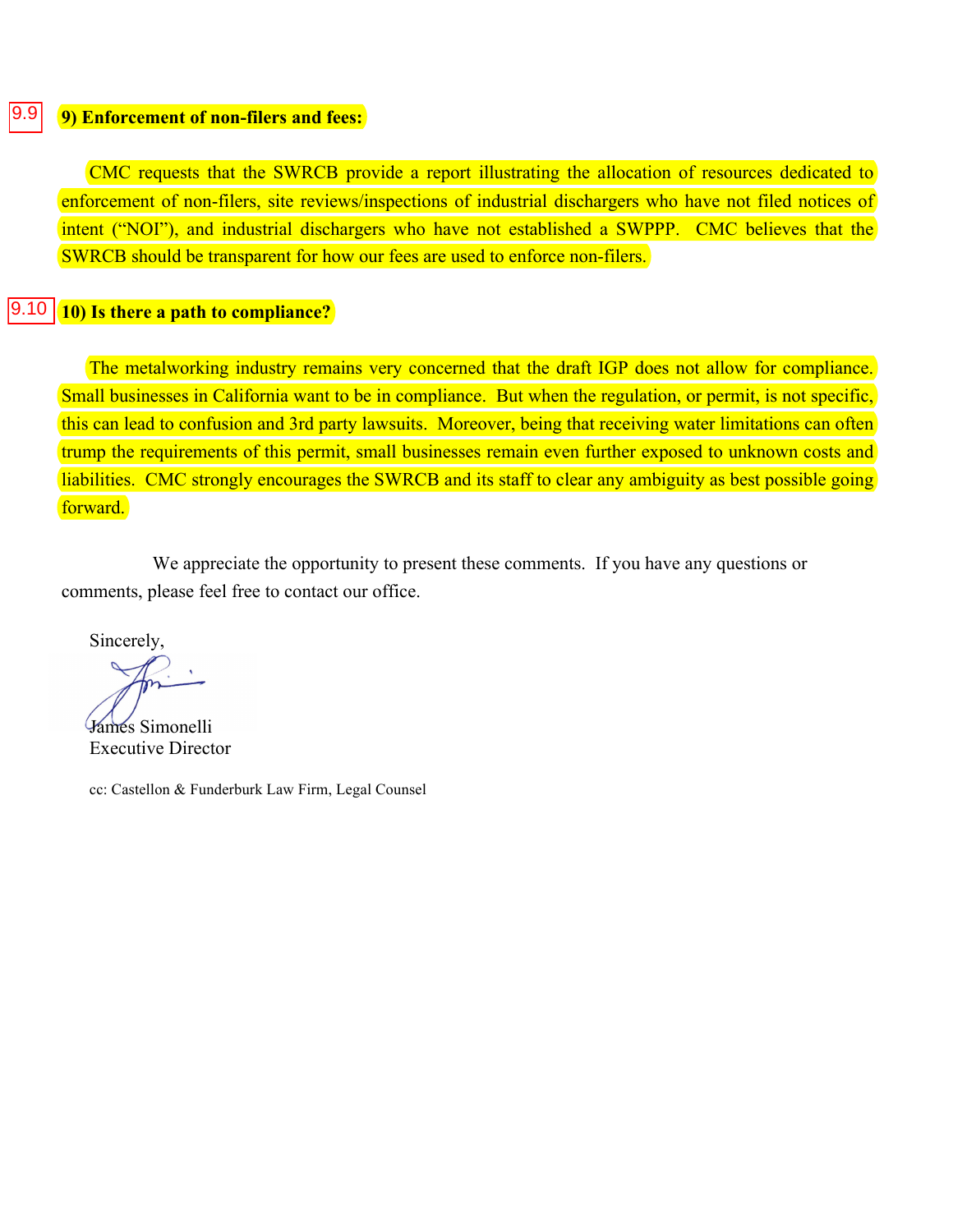9.9 **9) Enforcement of non-filers and fees:**

CMC requests that the SWRCB provide a report illustrating the allocation of resources dedicated to enforcement of non-filers, site reviews/inspections of industrial dischargers who have not filed notices of intent (“NOI”), and industrial dischargers who have not established a SWPPP. CMC believes that the SWRCB should be transparent for how our fees are used to enforce non-filers.

9.10 **10) Is there a path to compliance?**

The metalworking industry remains very concerned that the draft IGP does not allow for compliance. Small businesses in California want to be in compliance. But when the regulation, or permit, is not specific, this can lead to confusion and 3rd party lawsuits. Moreover, being that receiving water limitations can often trump the requirements of this permit, small businesses remain even further exposed to unknown costs and liabilities. CMC strongly encourages the SWRCB and its staff to clear any ambiguity as best possible going forward.

We appreciate the opportunity to present these comments. If you have any questions or comments, please feel free to contact our office.

Sincerely,

James Simonelli
Executive Director

cc: Castellon & Funderburk Law Firm, Legal Counsel